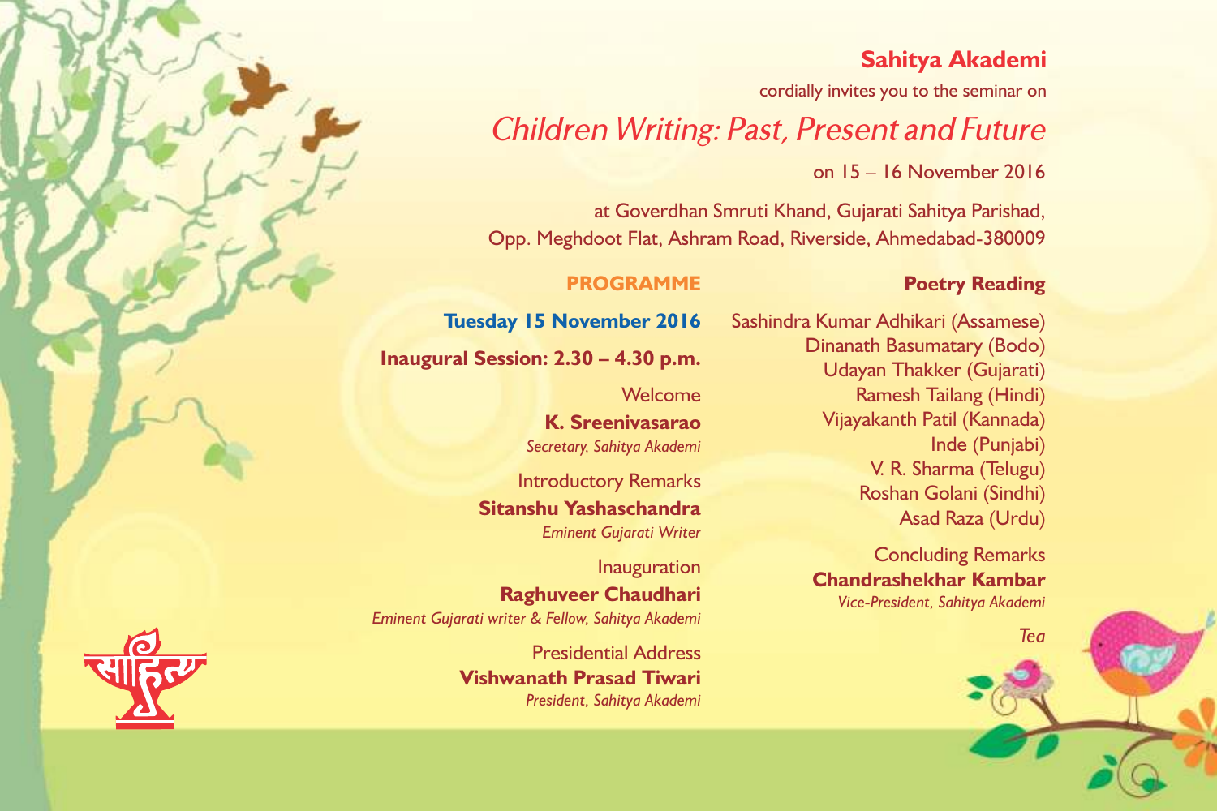**Sahitya Akademi**

cordially invites you to the seminar on

# *Children Writing: Past, Present and Future*

on 15 – 16 November 2016

at Goverdhan Smruti Khand, Gujarati Sahitya Parishad,
Opp. Meghdoot Flat, Ashram Road, Riverside, Ahmedabad-380009

## PROGRAMME

**Tuesday 15 November 2016**

**Inaugural Session: 2.30 – 4.30 p.m.**

Welcome
**K. Sreenivasarao**
*Secretary, Sahitya Akademi*

Introductory Remarks
**Sitanshu Yashaschandra**
*Eminent Gujarati Writer*

Inauguration
**Raghuveer Chaudhari**
*Eminent Gujarati writer & Fellow, Sahitya Akademi*

Presidential Address
**Vishwanath Prasad Tiwari**
*President, Sahitya Akademi*

**Poetry Reading**

Sashindra Kumar Adhikari (Assamese)
Dinanath Basumatary (Bodo)
Udayan Thakker (Gujarati)
Ramesh Tailang (Hindi)
Vijayakanth Patil (Kannada)
Inde (Punjabi)
V. R. Sharma (Telugu)
Roshan Golani (Sindhi)
Asad Raza (Urdu)

Concluding Remarks
**Chandrashekhar Kambar**
*Vice-President, Sahitya Akademi*

*Tea*

साहित्य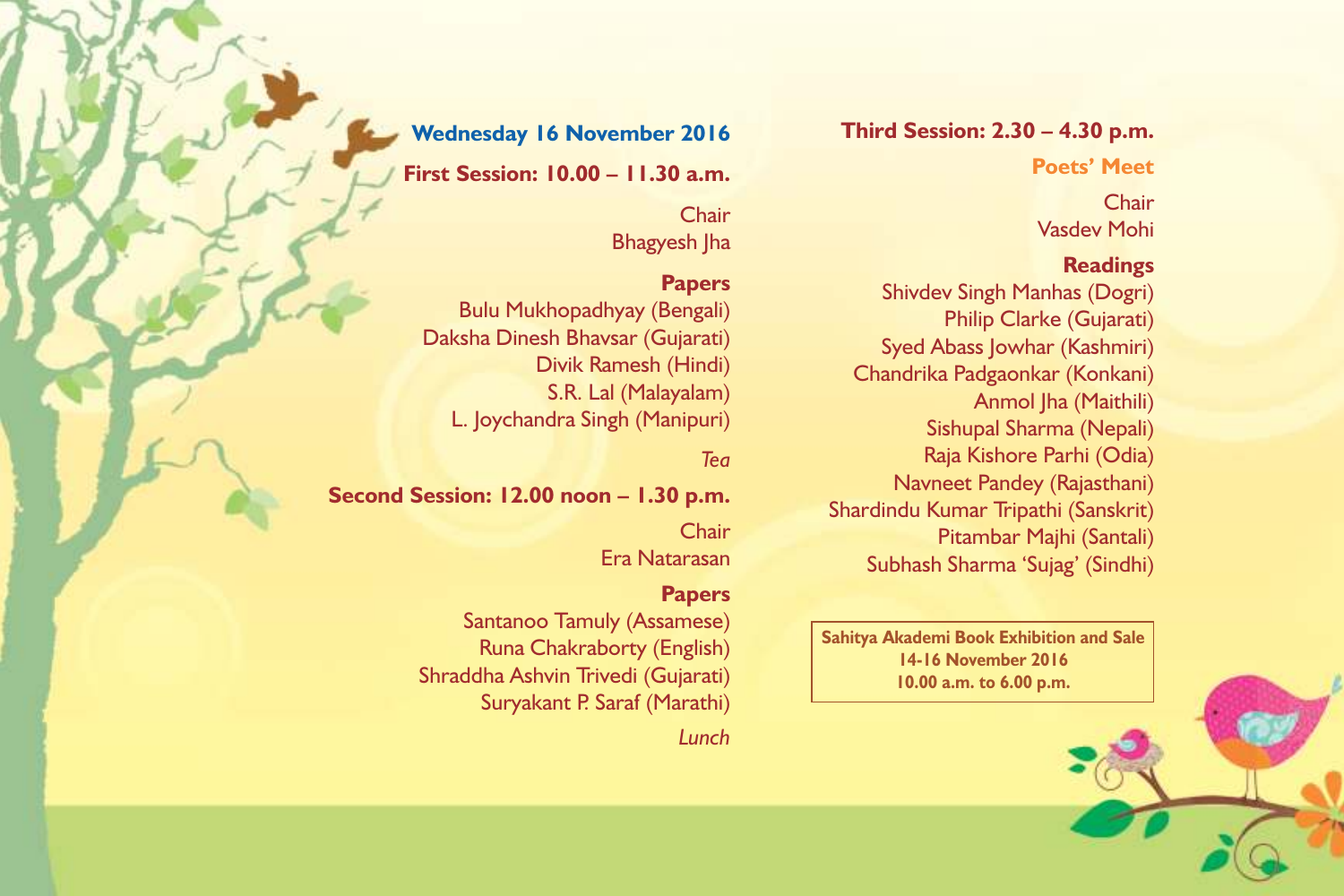## Wednesday 16 November 2016

### First Session: 10.00 – 11.30 a.m.

Chair
Bhagyesh Jha

**Papers**

Bulu Mukhopadhyay (Bengali)
Daksha Dinesh Bhavsar (Gujarati)
Divik Ramesh (Hindi)
S.R. Lal (Malayalam)
L. Joychandra Singh (Manipuri)

*Tea*

### Second Session: 12.00 noon – 1.30 p.m.

Chair
Era Natarasan

**Papers**

Santanoo Tamuly (Assamese)
Runa Chakraborty (English)
Shraddha Ashvin Trivedi (Gujarati)
Suryakant P. Saraf (Marathi)

*Lunch*

### Third Session: 2.30 – 4.30 p.m.

**Poets' Meet**

Chair
Vasdev Mohi

**Readings**

Shivdev Singh Manhas (Dogri)
Philip Clarke (Gujarati)
Syed Abass Jowhar (Kashmiri)
Chandrika Padgaonkar (Konkani)
Anmol Jha (Maithili)
Sishupal Sharma (Nepali)
Raja Kishore Parhi (Odia)
Navneet Pandey (Rajasthani)
Shardindu Kumar Tripathi (Sanskrit)
Pitambar Majhi (Santali)
Subhash Sharma 'Sujag' (Sindhi)

**Sahitya Akademi Book Exhibition and Sale**
**14-16 November 2016**
**10.00 a.m. to 6.00 p.m.**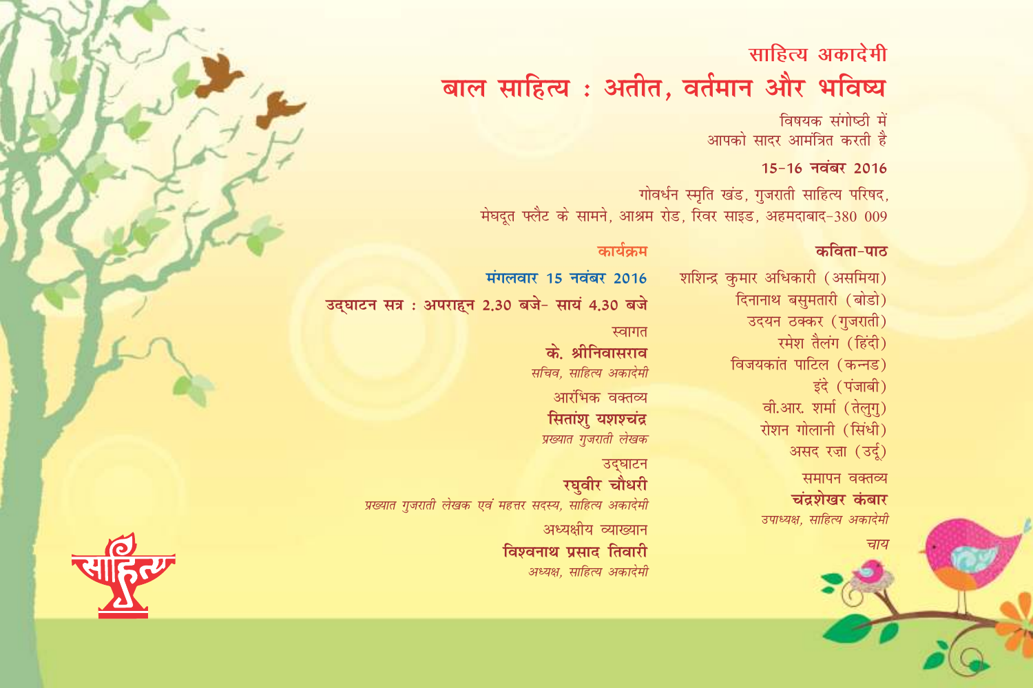## साहित्य अकादेमी

# बाल साहित्य : अतीत, वर्तमान और भविष्य

विषयक संगोष्ठी में
आपको सादर आमंत्रित करती है

**15-16 नवंबर 2016**

गोवर्धन स्मृति खंड, गुजराती साहित्य परिषद,
मेघदूत फ्लैट के सामने, आश्रम रोड, रिवर साइड, अहमदाबाद-380 009

### कार्यक्रम

**मंगलवार 15 नवंबर 2016**

**उद्घाटन सत्र : अपराह्न 2.30 बजे- सायं 4.30 बजे**

स्वागत
**के. श्रीनिवासराव**
*सचिव, साहित्य अकादेमी*

आरंभिक वक्तव्य
**सितांशु यशश्चंद्र**
*प्रख्यात गुजराती लेखक*

उद्घाटन
**रघुवीर चौधरी**
*प्रख्यात गुजराती लेखक एवं महत्तर सदस्य, साहित्य अकादेमी*

अध्यक्षीय व्याख्यान
**विश्वनाथ प्रसाद तिवारी**
*अध्यक्ष, साहित्य अकादेमी*

### कविता-पाठ

शशिन्द्र कुमार अधिकारी (असमिया)
दिनानाथ बसुमतारी (बोडो)
उदयन ठक्कर (गुजराती)
रमेश तैलंग (हिंदी)
विजयकांत पाटिल (कन्नड)
इंदे (पंजाबी)
वी.आर. शर्मा (तेलुगु)
रोशन गोलानी (सिंधी)
असद रज़ा (उर्दू)

समापन वक्तव्य
**चंद्रशेखर कंबार**
*उपाध्यक्ष, साहित्य अकादेमी*

*चाय*

साहित्य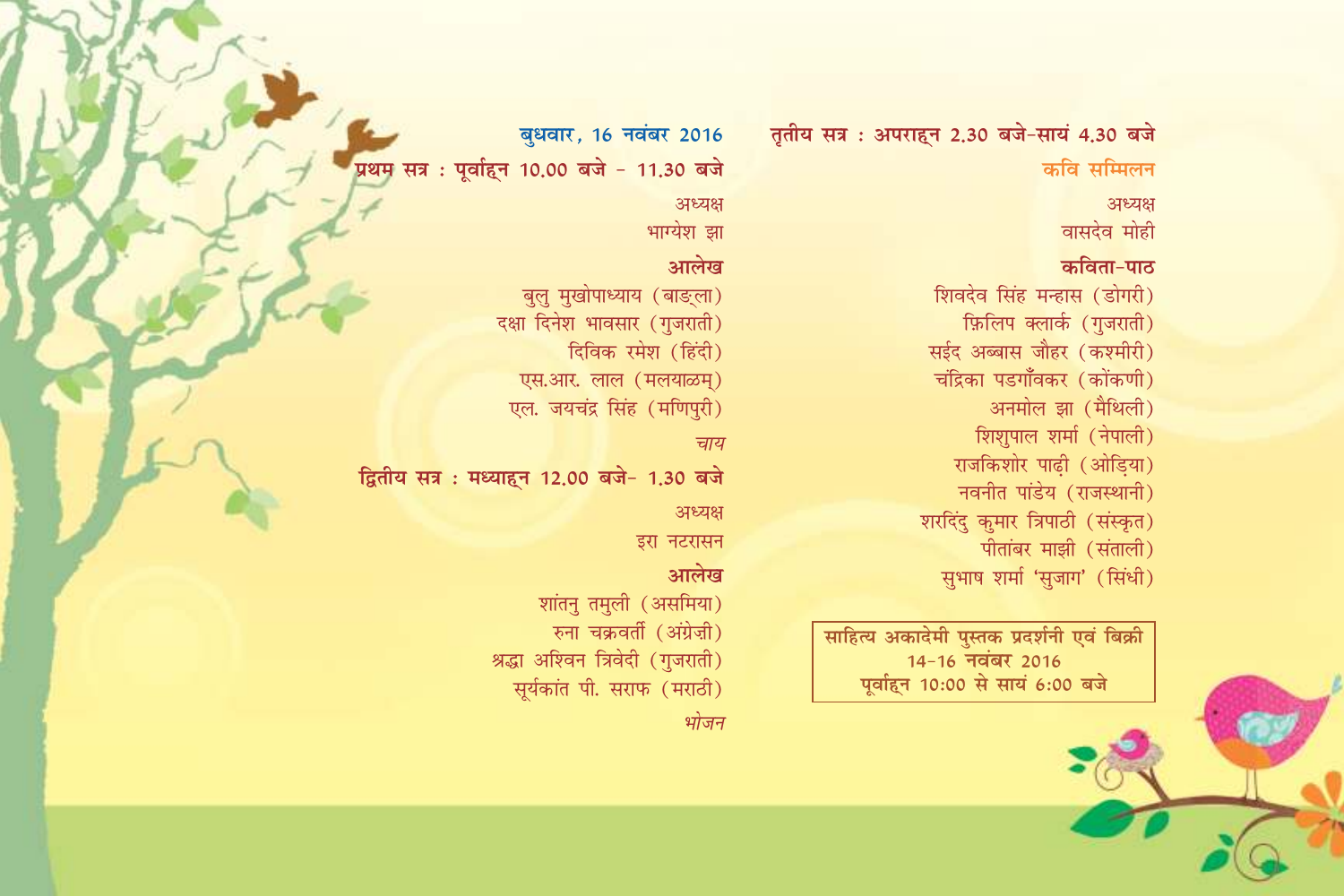## बुधवार, 16 नवंबर 2016

### प्रथम सत्र : पूर्वाह्न 10.00 बजे - 11.30 बजे

अध्यक्ष
भाग्येश झा

**आलेख**

बुलु मुखोपाध्याय (बाङ्ला)
दक्षा दिनेश भावसार (गुजराती)
दिविक रमेश (हिंदी)
एस.आर. लाल (मलयाळम्)
एल. जयचंद्र सिंह (मणिपुरी)

*चाय*

### द्वितीय सत्र : मध्याह्न 12.00 बजे- 1.30 बजे

अध्यक्ष
इरा नटरासन

**आलेख**

शांतनु तमुली (असमिया)
रुना चक्रवर्ती (अंग्रेज़ी)
श्रद्धा अश्विन त्रिवेदी (गुजराती)
सूर्यकांत पी. सराफ (मराठी)

*भोजन*

### तृतीय सत्र : अपराह्न 2.30 बजे-सायं 4.30 बजे

**कवि सम्मिलन**

अध्यक्ष
वासदेव मोही

**कविता-पाठ**

शिवदेव सिंह मन्हास (डोगरी)
फ़िलिप क्लार्क (गुजराती)
सईद अब्बास जौहर (कश्मीरी)
चंद्रिका पडगाँवकर (कोंकणी)
अनमोल झा (मैथिली)
शिशुपाल शर्मा (नेपाली)
राजकिशोर पाढ़ी (ओड़िया)
नवनीत पांडेय (राजस्थानी)
शरदिंदु कुमार त्रिपाठी (संस्कृत)
पीतांबर माझी (संताली)
सुभाष शर्मा 'सुजाग' (सिंधी)

**साहित्य अकादेमी पुस्तक प्रदर्शनी एवं बिक्री**
**14-16 नवंबर 2016**
**पूर्वाह्न 10:00 से सायं 6:00 बजे**